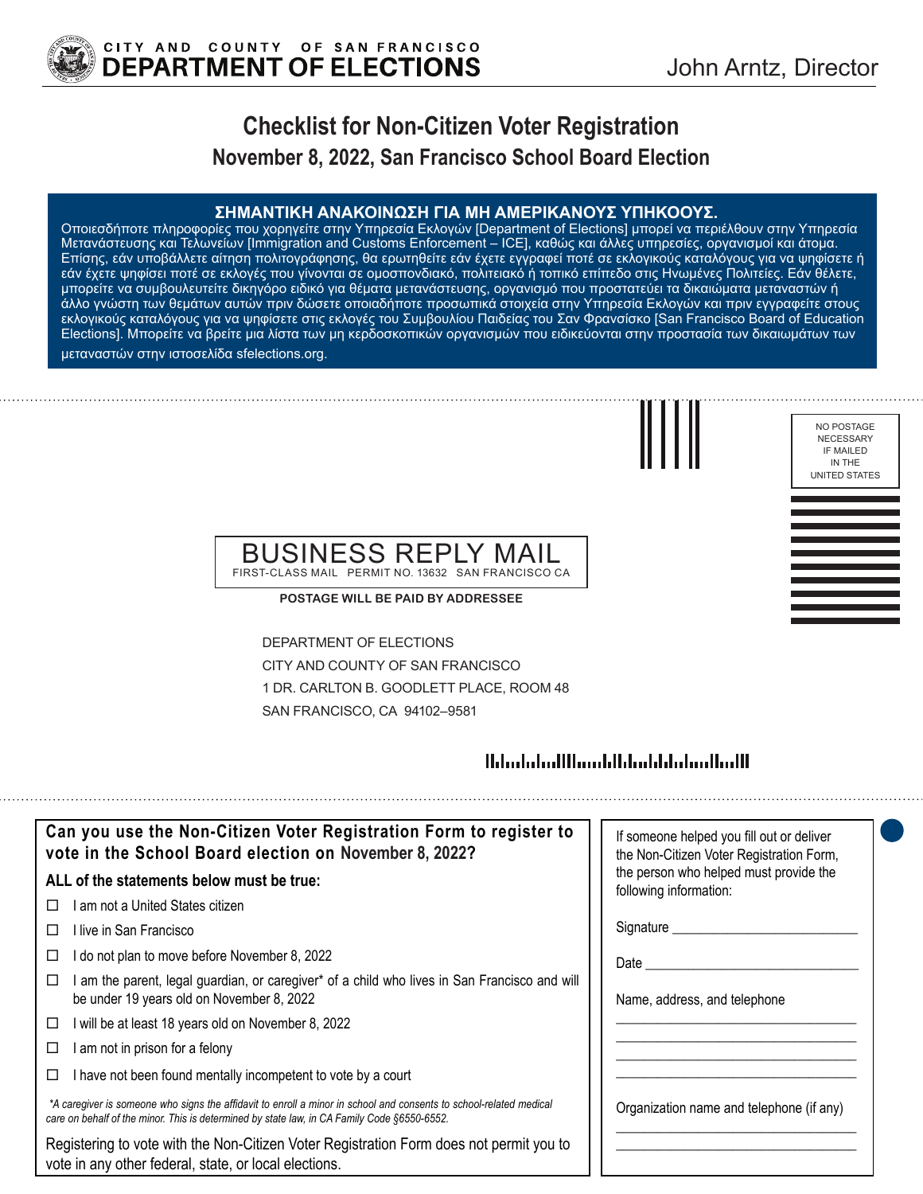CITY AND COUNTY OF SAN FRANCISCO
**DEPARTMENT OF ELECTIONS**

John Arntz, Director

# Checklist for Non-Citizen Voter Registration

## November 8, 2022, San Francisco School Board Election

**ΣΗΜΑΝΤΙΚΗ ΑΝΑΚΟΙΝΩΣΗ ΓΙΑ ΜΗ ΑΜΕΡΙΚΑΝΟΥΣ ΥΠΗΚΟΟΥΣ.**
Οποιεσδήποτε πληροφορίες που χορηγείτε στην Υπηρεσία Εκλογών [Department of Elections] μπορεί να περιέλθουν στην Υπηρεσία Μετανάστευσης και Τελωνείων [Immigration and Customs Enforcement – ICE], καθώς και άλλες υπηρεσίες, οργανισμοί και άτομα. Επίσης, εάν υποβάλλετε αίτηση πολιτογράφησης, θα ερωτηθείτε εάν έχετε εγγραφεί ποτέ σε εκλογικούς καταλόγους για να ψηφίσετε ή εάν έχετε ψηφίσει ποτέ σε εκλογές που γίνονται σε ομοσπονδιακό, πολιτειακό ή τοπικό επίπεδο στις Ηνωμένες Πολιτείες. Εάν θέλετε, μπορείτε να συμβουλευτείτε δικηγόρο ειδικό για θέματα μετανάστευσης, οργανισμό που προστατεύει τα δικαιώματα μεταναστών ή άλλο γνώστη των θεμάτων αυτών πριν δώσετε οποιαδήποτε προσωπικά στοιχεία στην Υπηρεσία Εκλογών και πριν εγγραφείτε στους εκλογικούς καταλόγους για να ψηφίσετε στις εκλογές του Συμβουλίου Παιδείας του Σαν Φρανσίσκο [San Francisco Board of Education Elections]. Μπορείτε να βρείτε μια λίστα των μη κερδοσκοπικών οργανισμών που ειδικεύονται στην προστασία των δικαιωμάτων των μεταναστών στην ιστοσελίδα sfelections.org.

NO POSTAGE NECESSARY IF MAILED IN THE UNITED STATES

BUSINESS REPLY MAIL
FIRST-CLASS MAIL PERMIT NO. 13632 SAN FRANCISCO CA

**POSTAGE WILL BE PAID BY ADDRESSEE**

DEPARTMENT OF ELECTIONS
CITY AND COUNTY OF SAN FRANCISCO
1 DR. CARLTON B. GOODLETT PLACE, ROOM 48
SAN FRANCISCO, CA 94102–9581

### Can you use the Non-Citizen Voter Registration Form to register to vote in the School Board election on November 8, 2022?

**ALL of the statements below must be true:**

- ☐ I am not a United States citizen
- ☐ I live in San Francisco
- ☐ I do not plan to move before November 8, 2022
- ☐ I am the parent, legal guardian, or caregiver* of a child who lives in San Francisco and will be under 19 years old on November 8, 2022
- ☐ I will be at least 18 years old on November 8, 2022
- ☐ I am not in prison for a felony
- ☐ I have not been found mentally incompetent to vote by a court

*\*A caregiver is someone who signs the affidavit to enroll a minor in school and consents to school-related medical care on behalf of the minor. This is determined by state law, in CA Family Code §6550-6552.*

Registering to vote with the Non-Citizen Voter Registration Form does not permit you to vote in any other federal, state, or local elections.

If someone helped you fill out or deliver the Non-Citizen Voter Registration Form, the person who helped must provide the following information:

Signature ______________________

Date ______________________

Name, address, and telephone

______________________

______________________

______________________

______________________

Organization name and telephone (if any)

______________________

______________________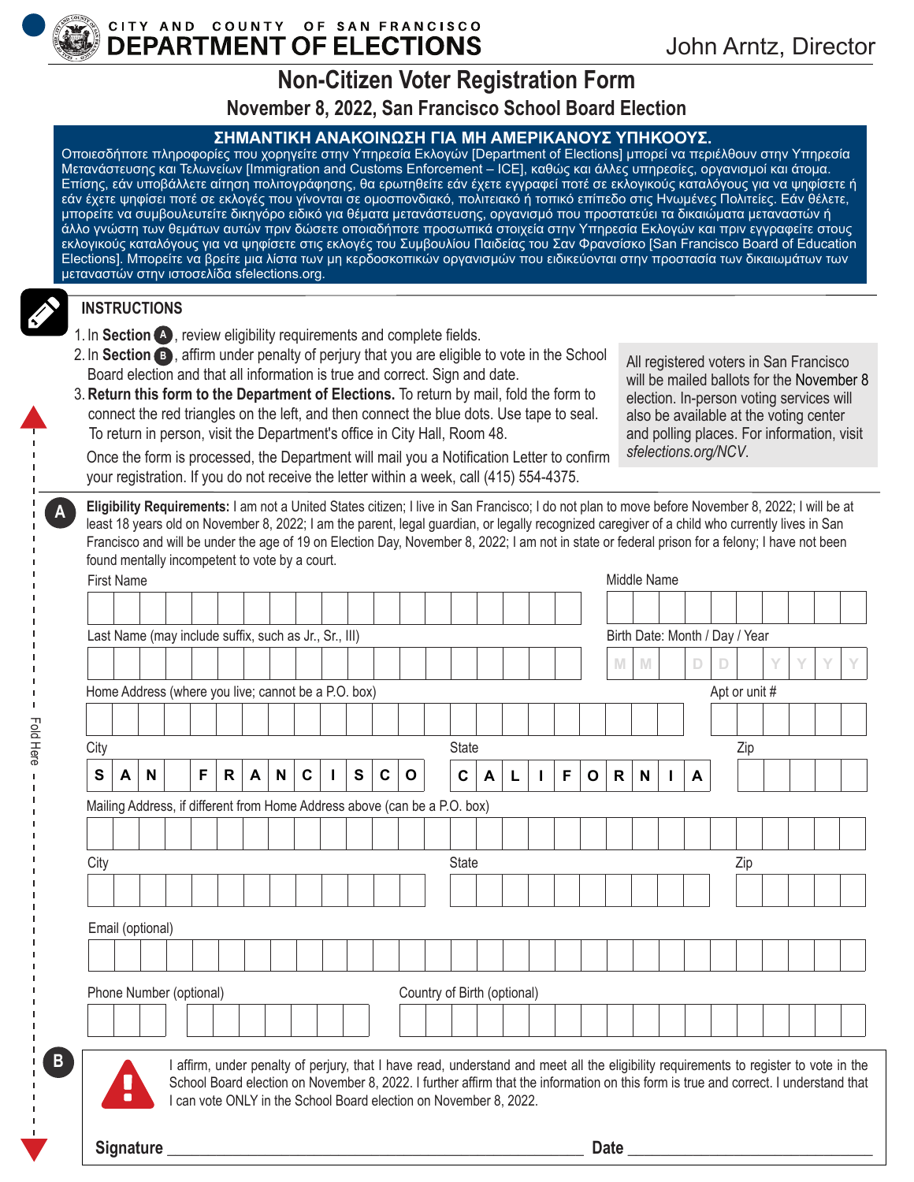CITY AND COUNTY OF SAN FRANCISCO
**DEPARTMENT OF ELECTIONS**

John Arntz, Director

# Non-Citizen Voter Registration Form

## November 8, 2022, San Francisco School Board Election

**ΣΗΜΑΝΤΙΚΗ ΑΝΑΚΟΙΝΩΣΗ ΓΙΑ ΜΗ ΑΜΕΡΙΚΑΝΟΥΣ ΥΠΗΚΟΟΥΣ.**
Οποιεσδήποτε πληροφορίες που χορηγείτε στην Υπηρεσία Εκλογών [Department of Elections] μπορεί να περιέλθουν στην Υπηρεσία Μετανάστευσης και Τελωνείων [Immigration and Customs Enforcement – ICE], καθώς και άλλες υπηρεσίες, οργανισμοί και άτομα. Επίσης, εάν υποβάλλετε αίτηση πολιτογράφησης, θα ερωτηθείτε εάν έχετε εγγραφεί ποτέ σε εκλογικούς καταλόγους για να ψηφίσετε ή εάν έχετε ψηφίσει ποτέ σε εκλογές που γίνονται σε ομοσπονδιακό, πολιτειακό ή τοπικό επίπεδο στις Ηνωμένες Πολιτείες. Εάν θέλετε, μπορείτε να συμβουλευτείτε δικηγόρο ειδικό για θέματα μετανάστευσης, οργανισμό που προστατεύει τα δικαιώματα μεταναστών ή άλλο γνώστη των θεμάτων αυτών πριν δώσετε οποιαδήποτε προσωπικά στοιχεία στην Υπηρεσία Εκλογών και πριν εγγραφείτε στους εκλογικούς καταλόγους για να ψηφίσετε στις εκλογές του Συμβουλίου Παιδείας του Σαν Φρανσίσκο [San Francisco Board of Education Elections]. Μπορείτε να βρείτε μια λίστα των μη κερδοσκοπικών οργανισμών που ειδικεύονται στην προστασία των δικαιωμάτων των μεταναστών στην ιστοσελίδα sfelections.org.

### INSTRUCTIONS

1. In **Section A**, review eligibility requirements and complete fields.
2. In **Section B**, affirm under penalty of perjury that you are eligible to vote in the School Board election and that all information is true and correct. Sign and date.
3. **Return this form to the Department of Elections.** To return by mail, fold the form to connect the red triangles on the left, and then connect the blue dots. Use tape to seal. To return in person, visit the Department's office in City Hall, Room 48.

Once the form is processed, the Department will mail you a Notification Letter to confirm your registration. If you do not receive the letter within a week, call (415) 554-4375.

All registered voters in San Francisco will be mailed ballots for the November 8 election. In-person voting services will also be available at the voting center and polling places. For information, visit *sfelections.org/NCV*.

Fold Here

**A**

**Eligibility Requirements:** I am not a United States citizen; I live in San Francisco; I do not plan to move before November 8, 2022; I will be at least 18 years old on November 8, 2022; I am the parent, legal guardian, or legally recognized caregiver of a child who currently lives in San Francisco and will be under the age of 19 on Election Day, November 8, 2022; I am not in state or federal prison for a felony; I have not been found mentally incompetent to vote by a court.

First Name ______________________ Middle Name ______________________

Last Name (may include suffix, such as Jr., Sr., III) ______________________ Birth Date: Month / Day / Year M M / D D / Y Y Y Y

Home Address (where you live; cannot be a P.O. box) ______________________ Apt or unit # ______

City: S A N   F R A N C I S C O   State: C A L I F O R N I A   Zip ______

Mailing Address, if different from Home Address above (can be a P.O. box) ______________________

City ______________________ State ______________________ Zip ______

Email (optional) ______________________

Phone Number (optional) ______________________ Country of Birth (optional) ______________________

**B**

I affirm, under penalty of perjury, that I have read, understand and meet all the eligibility requirements to register to vote in the School Board election on November 8, 2022. I further affirm that the information on this form is true and correct. I understand that I can vote ONLY in the School Board election on November 8, 2022.

**Signature** ______________________________ **Date** ______________________